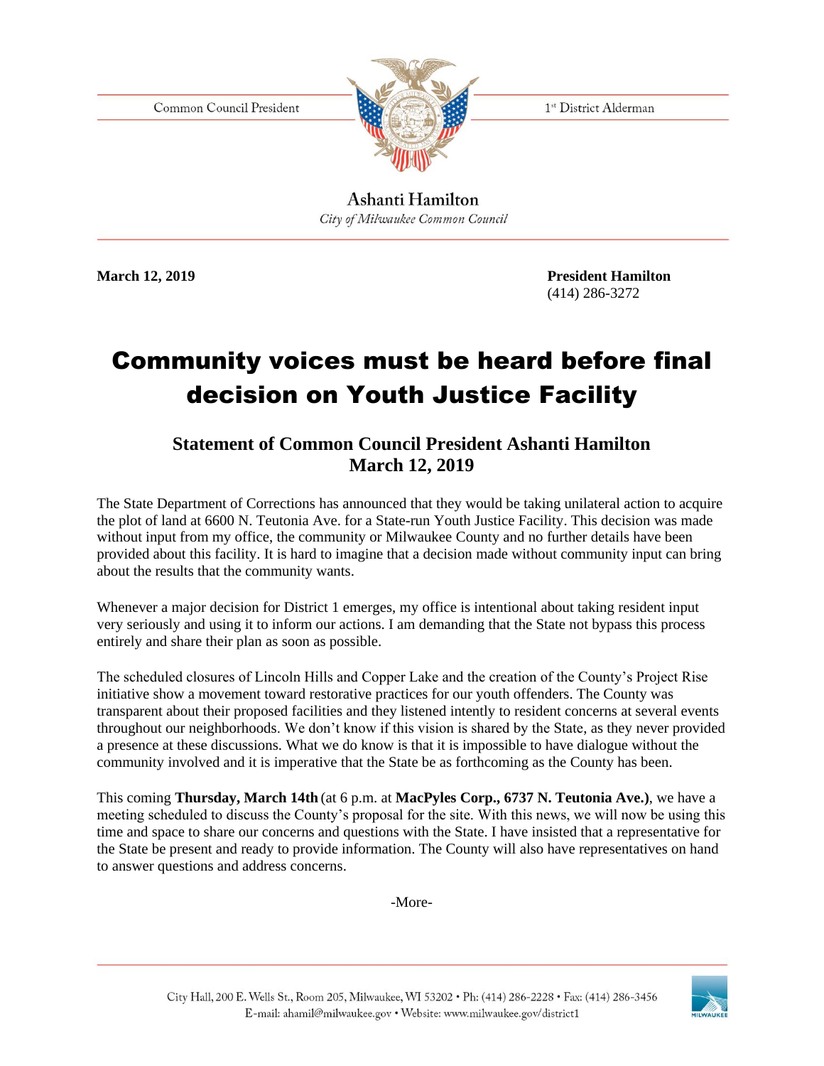Common Council President

1st District Alderman

**Ashanti Hamilton**

*City of Milwaukee Common Council*

**March 12, 2019**

**President Hamilton**
(414) 286-3272

# Community voices must be heard before final decision on Youth Justice Facility

## Statement of Common Council President Ashanti Hamilton
## March 12, 2019

The State Department of Corrections has announced that they would be taking unilateral action to acquire the plot of land at 6600 N. Teutonia Ave. for a State-run Youth Justice Facility. This decision was made without input from my office, the community or Milwaukee County and no further details have been provided about this facility. It is hard to imagine that a decision made without community input can bring about the results that the community wants.

Whenever a major decision for District 1 emerges, my office is intentional about taking resident input very seriously and using it to inform our actions. I am demanding that the State not bypass this process entirely and share their plan as soon as possible.

The scheduled closures of Lincoln Hills and Copper Lake and the creation of the County's Project Rise initiative show a movement toward restorative practices for our youth offenders. The County was transparent about their proposed facilities and they listened intently to resident concerns at several events throughout our neighborhoods. We don't know if this vision is shared by the State, as they never provided a presence at these discussions. What we do know is that it is impossible to have dialogue without the community involved and it is imperative that the State be as forthcoming as the County has been.

This coming **Thursday, March 14th** (at 6 p.m. at **MacPyles Corp., 6737 N. Teutonia Ave.)**, we have a meeting scheduled to discuss the County's proposal for the site. With this news, we will now be using this time and space to share our concerns and questions with the State. I have insisted that a representative for the State be present and ready to provide information. The County will also have representatives on hand to answer questions and address concerns.

-More-

City Hall, 200 E. Wells St., Room 205, Milwaukee, WI 53202 • Ph: (414) 286-2228 • Fax: (414) 286-3456
E-mail: ahamil@milwaukee.gov • Website: www.milwaukee.gov/district1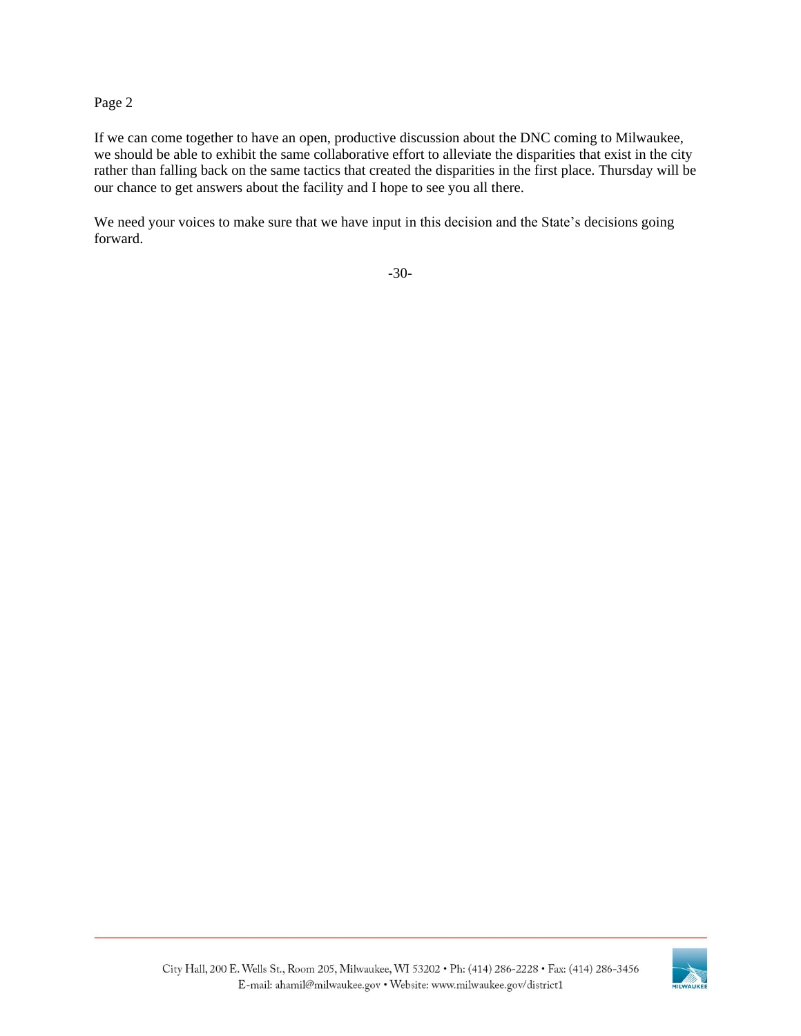If we can come together to have an open, productive discussion about the DNC coming to Milwaukee, we should be able to exhibit the same collaborative effort to alleviate the disparities that exist in the city rather than falling back on the same tactics that created the disparities in the first place. Thursday will be our chance to get answers about the facility and I hope to see you all there.

We need your voices to make sure that we have input in this decision and the State's decisions going forward.

-30-